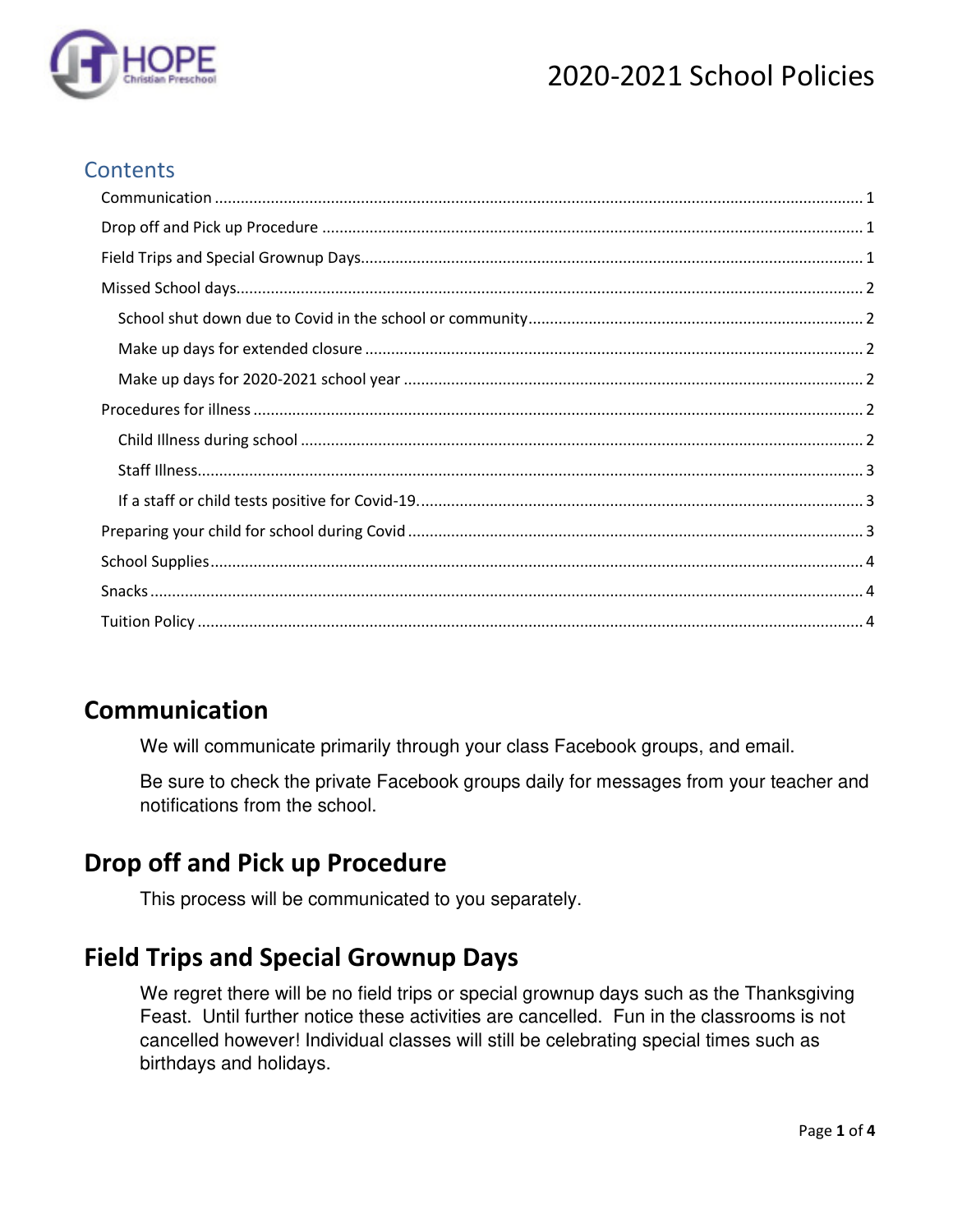# 2020-2021 School Policies

## Contents

- Communication ..... 1
- Drop off and Pick up Procedure ..... 1
- Field Trips and Special Grownup Days ..... 1
- Missed School days ..... 2
  - School shut down due to Covid in the school or community ..... 2
  - Make up days for extended closure ..... 2
  - Make up days for 2020-2021 school year ..... 2
- Procedures for illness ..... 2
  - Child Illness during school ..... 2
  - Staff Illness ..... 3
  - If a staff or child tests positive for Covid-19. ..... 3
- Preparing your child for school during Covid ..... 3
- School Supplies ..... 4
- Snacks ..... 4
- Tuition Policy ..... 4

## Communication

We will communicate primarily through your class Facebook groups, and email.

Be sure to check the private Facebook groups daily for messages from your teacher and notifications from the school.

## Drop off and Pick up Procedure

This process will be communicated to you separately.

## Field Trips and Special Grownup Days

We regret there will be no field trips or special grownup days such as the Thanksgiving Feast. Until further notice these activities are cancelled. Fun in the classrooms is not cancelled however! Individual classes will still be celebrating special times such as birthdays and holidays.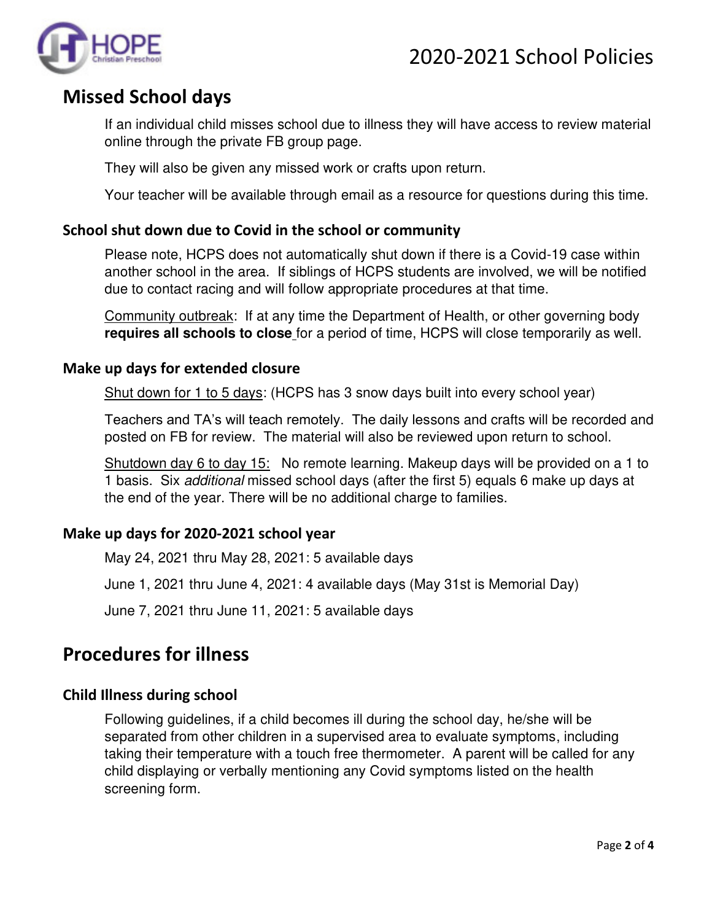## Missed School days

If an individual child misses school due to illness they will have access to review material online through the private FB group page.

They will also be given any missed work or crafts upon return.

Your teacher will be available through email as a resource for questions during this time.

### School shut down due to Covid in the school or community

Please note, HCPS does not automatically shut down if there is a Covid-19 case within another school in the area. If siblings of HCPS students are involved, we will be notified due to contact racing and will follow appropriate procedures at that time.

Community outbreak: If at any time the Department of Health, or other governing body **requires all schools to close** for a period of time, HCPS will close temporarily as well.

### Make up days for extended closure

Shut down for 1 to 5 days: (HCPS has 3 snow days built into every school year)

Teachers and TA's will teach remotely. The daily lessons and crafts will be recorded and posted on FB for review. The material will also be reviewed upon return to school.

Shutdown day 6 to day 15: No remote learning. Makeup days will be provided on a 1 to 1 basis. Six *additional* missed school days (after the first 5) equals 6 make up days at the end of the year. There will be no additional charge to families.

### Make up days for 2020-2021 school year

May 24, 2021 thru May 28, 2021: 5 available days

June 1, 2021 thru June 4, 2021: 4 available days (May 31st is Memorial Day)

June 7, 2021 thru June 11, 2021: 5 available days

## Procedures for illness

### Child Illness during school

Following guidelines, if a child becomes ill during the school day, he/she will be separated from other children in a supervised area to evaluate symptoms, including taking their temperature with a touch free thermometer. A parent will be called for any child displaying or verbally mentioning any Covid symptoms listed on the health screening form.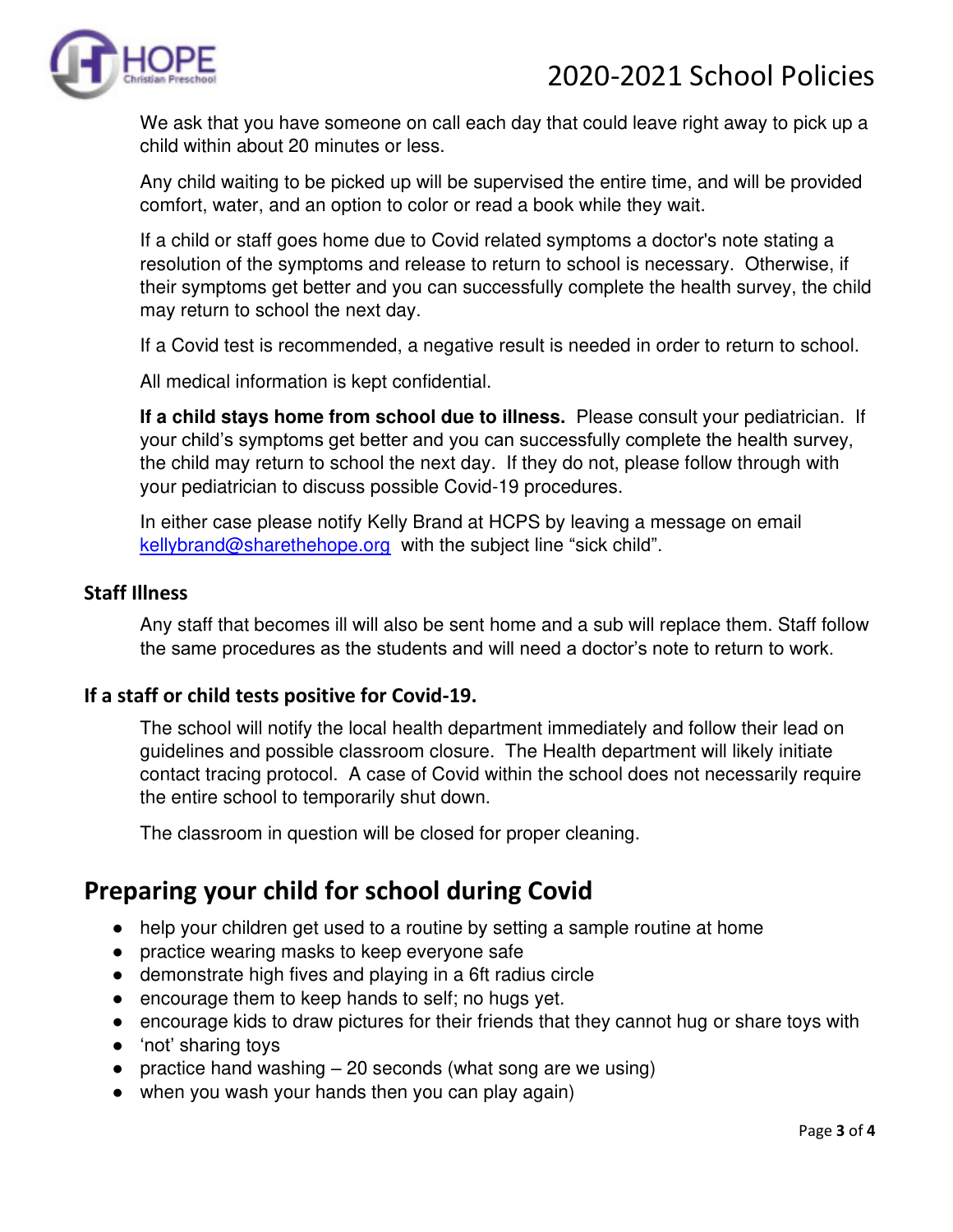We ask that you have someone on call each day that could leave right away to pick up a child within about 20 minutes or less.

Any child waiting to be picked up will be supervised the entire time, and will be provided comfort, water, and an option to color or read a book while they wait.

If a child or staff goes home due to Covid related symptoms a doctor's note stating a resolution of the symptoms and release to return to school is necessary. Otherwise, if their symptoms get better and you can successfully complete the health survey, the child may return to school the next day.

If a Covid test is recommended, a negative result is needed in order to return to school.

All medical information is kept confidential.

**If a child stays home from school due to illness.** Please consult your pediatrician. If your child's symptoms get better and you can successfully complete the health survey, the child may return to school the next day. If they do not, please follow through with your pediatrician to discuss possible Covid-19 procedures.

In either case please notify Kelly Brand at HCPS by leaving a message on email [kellybrand@sharethehope.org](mailto:kellybrand@sharethehope.org) with the subject line "sick child".

### Staff Illness

Any staff that becomes ill will also be sent home and a sub will replace them. Staff follow the same procedures as the students and will need a doctor's note to return to work.

### If a staff or child tests positive for Covid-19.

The school will notify the local health department immediately and follow their lead on guidelines and possible classroom closure. The Health department will likely initiate contact tracing protocol. A case of Covid within the school does not necessarily require the entire school to temporarily shut down.

The classroom in question will be closed for proper cleaning.

## Preparing your child for school during Covid

- help your children get used to a routine by setting a sample routine at home
- practice wearing masks to keep everyone safe
- demonstrate high fives and playing in a 6ft radius circle
- encourage them to keep hands to self; no hugs yet.
- encourage kids to draw pictures for their friends that they cannot hug or share toys with
- 'not' sharing toys
- practice hand washing – 20 seconds (what song are we using)
- when you wash your hands then you can play again)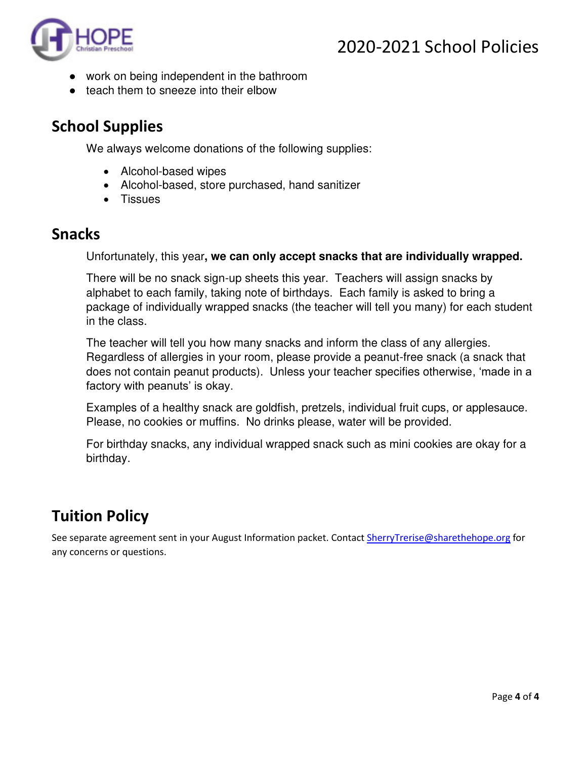- work on being independent in the bathroom
- teach them to sneeze into their elbow

## School Supplies

We always welcome donations of the following supplies:

- Alcohol-based wipes
- Alcohol-based, store purchased, hand sanitizer
- Tissues

## Snacks

Unfortunately, this year**, we can only accept snacks that are individually wrapped.**

There will be no snack sign-up sheets this year. Teachers will assign snacks by alphabet to each family, taking note of birthdays. Each family is asked to bring a package of individually wrapped snacks (the teacher will tell you many) for each student in the class.

The teacher will tell you how many snacks and inform the class of any allergies. Regardless of allergies in your room, please provide a peanut-free snack (a snack that does not contain peanut products). Unless your teacher specifies otherwise, 'made in a factory with peanuts' is okay.

Examples of a healthy snack are goldfish, pretzels, individual fruit cups, or applesauce. Please, no cookies or muffins. No drinks please, water will be provided.

For birthday snacks, any individual wrapped snack such as mini cookies are okay for a birthday.

## Tuition Policy

See separate agreement sent in your August Information packet. Contact SherryTrerise@sharethehope.org for any concerns or questions.